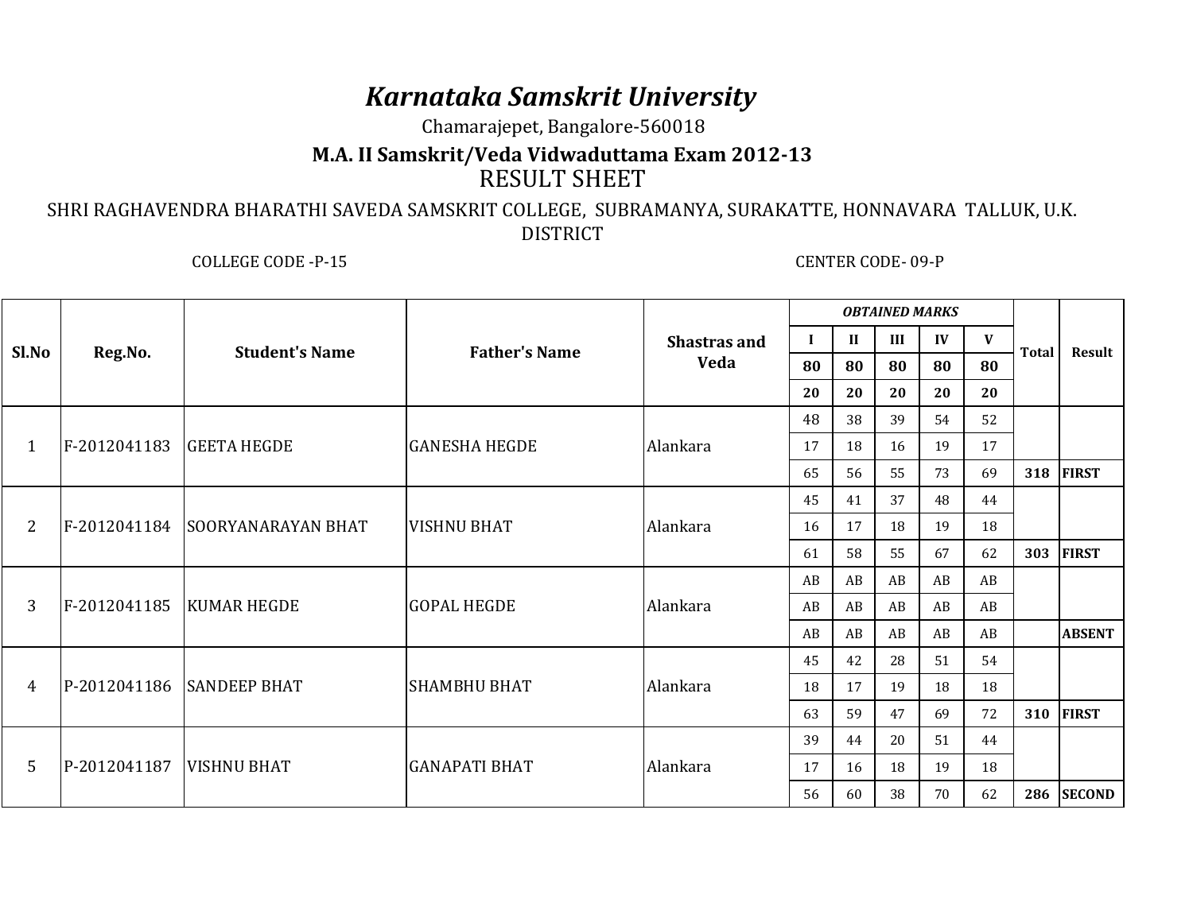# *Karnataka Samskrit University*

Chamarajepet, Bangalore-560018

## M.A. II Samskrit/Veda Vidwaduttama Exam 2012-13

RESULT SHEET

SHRI RAGHAVENDRA BHARATHI SAVEDA SAMSKRIT COLLEGE, SUBRAMANYA, SURAKATTE, HONNAVARA TALLUK, U.K. DISTRICT

COLLEGE CODE -P-15 CENTER CODE- 09-P

| Sl.No | Reg.No. | Student's Name | Father's Name | Shastras and Veda | *OBTAINED MARKS* | | | | | Total | Result |
|---|---|---|---|---|---|---|---|---|---|---|---|
| | | | | | **I** | **II** | **III** | **IV** | **V** | | |
| | | | | | **80** | **80** | **80** | **80** | **80** | | |
| | | | | | **20** | **20** | **20** | **20** | **20** | | |
| 1 | F-2012041183 | GEETA HEGDE | GANESHA HEGDE | Alankara | 48 | 38 | 39 | 54 | 52 | | |
| | | | | | 17 | 18 | 16 | 19 | 17 | | |
| | | | | | 65 | 56 | 55 | 73 | 69 | **318** | **FIRST** |
| 2 | F-2012041184 | SOORYANARAYAN BHAT | VISHNU BHAT | Alankara | 45 | 41 | 37 | 48 | 44 | | |
| | | | | | 16 | 17 | 18 | 19 | 18 | | |
| | | | | | 61 | 58 | 55 | 67 | 62 | **303** | **FIRST** |
| 3 | F-2012041185 | KUMAR HEGDE | GOPAL HEGDE | Alankara | AB | AB | AB | AB | AB | | |
| | | | | | AB | AB | AB | AB | AB | | |
| | | | | | AB | AB | AB | AB | AB | | **ABSENT** |
| 4 | P-2012041186 | SANDEEP BHAT | SHAMBHU BHAT | Alankara | 45 | 42 | 28 | 51 | 54 | | |
| | | | | | 18 | 17 | 19 | 18 | 18 | | |
| | | | | | 63 | 59 | 47 | 69 | 72 | **310** | **FIRST** |
| 5 | P-2012041187 | VISHNU BHAT | GANAPATI BHAT | Alankara | 39 | 44 | 20 | 51 | 44 | | |
| | | | | | 17 | 16 | 18 | 19 | 18 | | |
| | | | | | 56 | 60 | 38 | 70 | 62 | **286** | **SECOND** |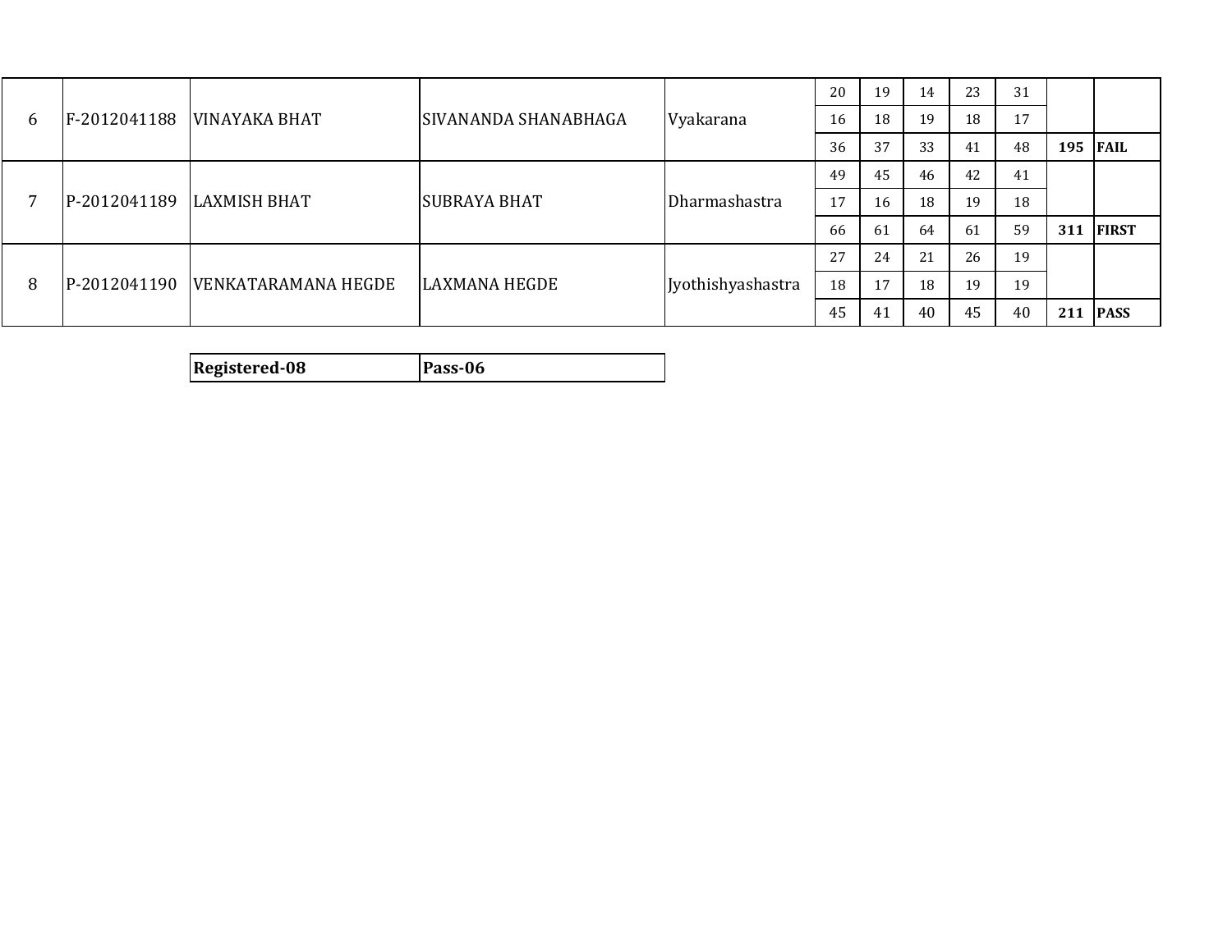| | | | | | | | | | | | |
|---|---|---|---|---|---|---|---|---|---|---|---|
| 6 | F-2012041188 | VINAYAKA BHAT | SIVANANDA SHANABHAGA | Vyakarana | 20 | 19 | 14 | 23 | 31 | | |
| | | | | | 16 | 18 | 19 | 18 | 17 | | |
| | | | | | 36 | 37 | 33 | 41 | 48 | **195** | **FAIL** |
| 7 | P-2012041189 | LAXMISH BHAT | SUBRAYA BHAT | Dharmashastra | 49 | 45 | 46 | 42 | 41 | | |
| | | | | | 17 | 16 | 18 | 19 | 18 | | |
| | | | | | 66 | 61 | 64 | 61 | 59 | **311** | **FIRST** |
| 8 | P-2012041190 | VENKATARAMANA HEGDE | LAXMANA HEGDE | Jyothishyashastra | 27 | 24 | 21 | 26 | 19 | | |
| | | | | | 18 | 17 | 18 | 19 | 19 | | |
| | | | | | 45 | 41 | 40 | 45 | 40 | **211** | **PASS** |

| | |
|---|---|
| **Registered-08** | **Pass-06** |